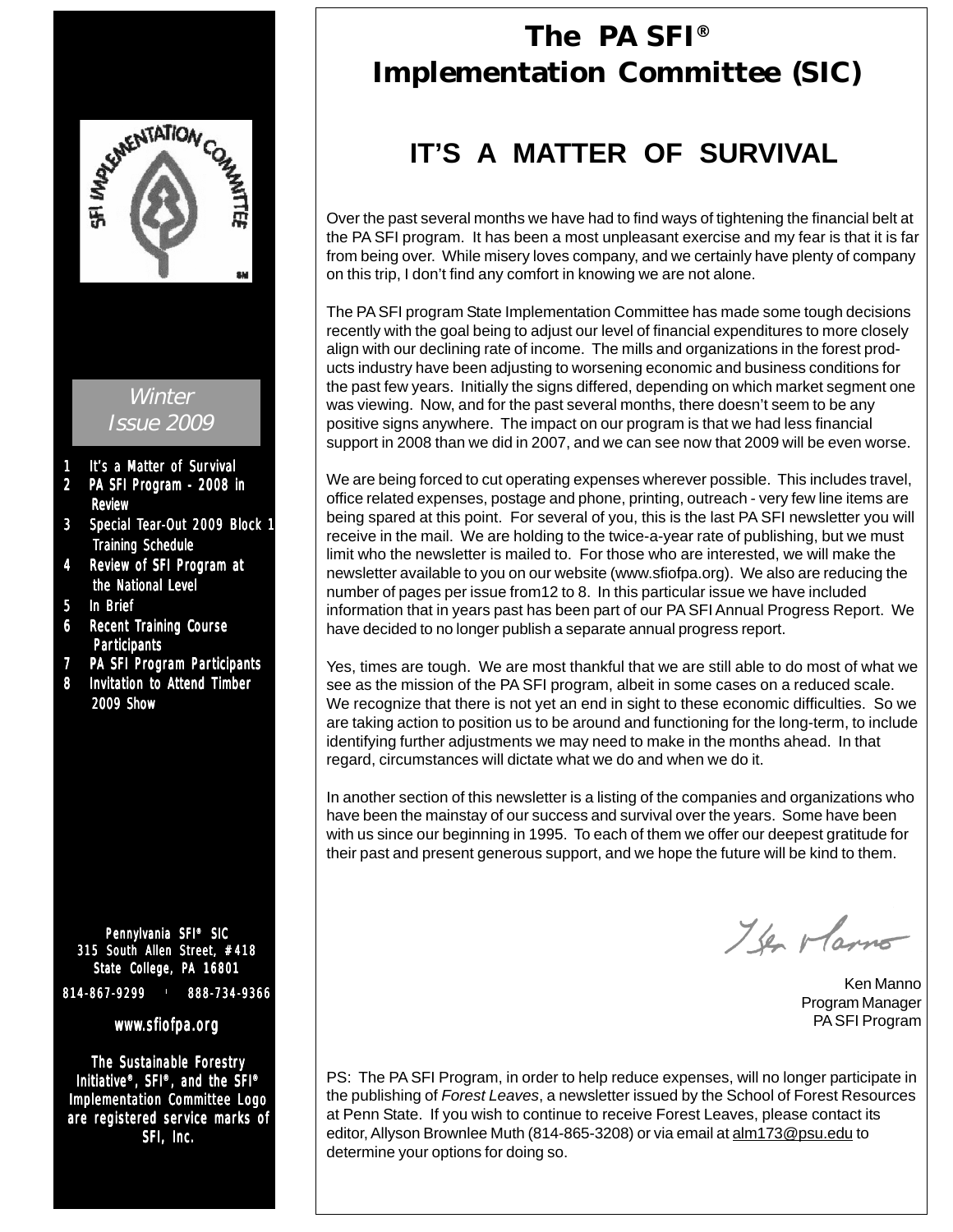# The PA SFI® Implementation Committee (SIC)

## IT'S A MATTER OF SURVIVAL

Over the past several months we have had to find ways of tightening the financial belt at the PA SFI program. It has been a most unpleasant exercise and my fear is that it is far from being over. While misery loves company, and we certainly have plenty of company on this trip, I don't find any comfort in knowing we are not alone.

The PA SFI program State Implementation Committee has made some tough decisions recently with the goal being to adjust our level of financial expenditures to more closely align with our declining rate of income. The mills and organizations in the forest products industry have been adjusting to worsening economic and business conditions for the past few years. Initially the signs differed, depending on which market segment one was viewing. Now, and for the past several months, there doesn't seem to be any positive signs anywhere. The impact on our program is that we had less financial support in 2008 than we did in 2007, and we can see now that 2009 will be even worse.

We are being forced to cut operating expenses wherever possible. This includes travel, office related expenses, postage and phone, printing, outreach - very few line items are being spared at this point. For several of you, this is the last PA SFI newsletter you will receive in the mail. We are holding to the twice-a-year rate of publishing, but we must limit who the newsletter is mailed to. For those who are interested, we will make the newsletter available to you on our website (www.sfiofpa.org). We also are reducing the number of pages per issue from12 to 8. In this particular issue we have included information that in years past has been part of our PA SFI Annual Progress Report. We have decided to no longer publish a separate annual progress report.

Yes, times are tough. We are most thankful that we are still able to do most of what we see as the mission of the PA SFI program, albeit in some cases on a reduced scale. We recognize that there is not yet an end in sight to these economic difficulties. So we are taking action to position us to be around and functioning for the long-term, to include identifying further adjustments we may need to make in the months ahead. In that regard, circumstances will dictate what we do and when we do it.

In another section of this newsletter is a listing of the companies and organizations who have been the mainstay of our success and survival over the years. Some have been with us since our beginning in 1995. To each of them we offer our deepest gratitude for their past and present generous support, and we hope the future will be kind to them.

Ken Manno
Program Manager
PA SFI Program

PS: The PA SFI Program, in order to help reduce expenses, will no longer participate in the publishing of *Forest Leaves*, a newsletter issued by the School of Forest Resources at Penn State. If you wish to continue to receive Forest Leaves, please contact its editor, Allyson Brownlee Muth (814-865-3208) or via email at alm173@psu.edu to determine your options for doing so.

---

*Winter Issue 2009*

1. It's a Matter of Survival
2. PA SFI Program - 2008 in Review
3. Special Tear-Out 2009 Block 1 Training Schedule
4. Review of SFI Program at the National Level
5. In Brief
6. Recent Training Course Participants
7. PA SFI Program Participants
8. Invitation to Attend Timber 2009 Show

Pennylvania SFI® SIC
315 South Allen Street, #418
State College, PA 16801
814-867-9299 | 888-734-9366
www.sfiofpa.org

The Sustainable Forestry Initiative®, SFI®, and the SFI® Implementation Committee Logo are registered service marks of SFI, Inc.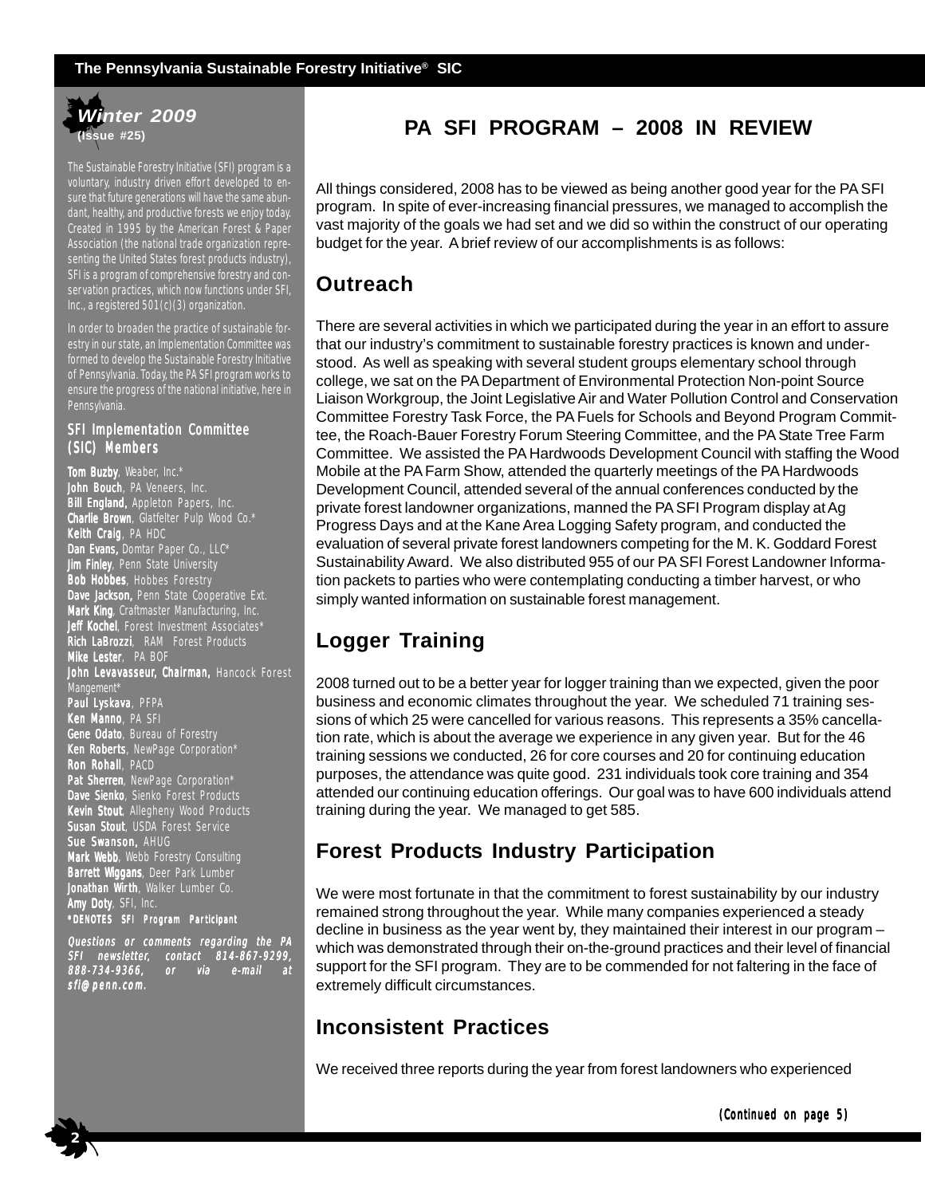**Winter 2009**
**(Issue #25)**

The Sustainable Forestry Initiative (SFI) program is a voluntary, industry driven effort developed to ensure that future generations will have the same abundant, healthy, and productive forests we enjoy today. Created in 1995 by the American Forest & Paper Association (the national trade organization representing the United States forest products industry), SFI is a program of comprehensive forestry and conservation practices, which now functions under SFI, Inc., a registered 501(c)(3) organization.

In order to broaden the practice of sustainable forestry in our state, an Implementation Committee was formed to develop the Sustainable Forestry Initiative of Pennsylvania. Today, the PA SFI program works to ensure the progress of the national initiative, here in Pennsylvania.

### SFI Implementation Committee (SIC) Members

**Tom Buzby**, Weaber, Inc.*
**John Bouch**, PA Veneers, Inc.
**Bill England,** Appleton Papers, Inc.
**Charlie Brown**, Glatfelter Pulp Wood Co.*
**Keith Craig**, PA HDC
**Dan Evans,** Domtar Paper Co., LLC*
**Jim Finley**, Penn State University
**Bob Hobbes**, Hobbes Forestry
**Dave Jackson,** Penn State Cooperative Ext.
**Mark King**, Craftmaster Manufacturing, Inc.
**Jeff Kochel**, Forest Investment Associates*
**Rich LaBrozzi**, RAM Forest Products
**Mike Lester**, PA BOF
**John Levavasseur, Chairman,** Hancock Forest Mangement*
**Paul Lyskava**, PFPA
**Ken Manno**, PA SFI
**Gene Odato**, Bureau of Forestry
**Ken Roberts**, NewPage Corporation*
**Ron Rohall**, PACD
**Pat Sherren**, NewPage Corporation*
**Dave Sienko**, Sienko Forest Products
**Kevin Stout**, Allegheny Wood Products
**Susan Stout**, USDA Forest Service
**Sue Swanson,** AHUG
**Mark Webb**, Webb Forestry Consulting
**Barrett Wiggans**, Deer Park Lumber
**Jonathan Wirth**, Walker Lumber Co.
**Amy Doty**, SFI, Inc.
***DENOTES SFI Program Participant**

*Questions or comments regarding the PA SFI newsletter, contact 814-867-9299, 888-734-9366, or via e-mail at sfi@penn.com.*

# PA SFI PROGRAM – 2008 IN REVIEW

All things considered, 2008 has to be viewed as being another good year for the PA SFI program. In spite of ever-increasing financial pressures, we managed to accomplish the vast majority of the goals we had set and we did so within the construct of our operating budget for the year. A brief review of our accomplishments is as follows:

## Outreach

There are several activities in which we participated during the year in an effort to assure that our industry's commitment to sustainable forestry practices is known and understood. As well as speaking with several student groups elementary school through college, we sat on the PA Department of Environmental Protection Non-point Source Liaison Workgroup, the Joint Legislative Air and Water Pollution Control and Conservation Committee Forestry Task Force, the PA Fuels for Schools and Beyond Program Committee, the Roach-Bauer Forestry Forum Steering Committee, and the PA State Tree Farm Committee. We assisted the PA Hardwoods Development Council with staffing the Wood Mobile at the PA Farm Show, attended the quarterly meetings of the PA Hardwoods Development Council, attended several of the annual conferences conducted by the private forest landowner organizations, manned the PA SFI Program display at Ag Progress Days and at the Kane Area Logging Safety program, and conducted the evaluation of several private forest landowners competing for the M. K. Goddard Forest Sustainability Award. We also distributed 955 of our PA SFI Forest Landowner Information packets to parties who were contemplating conducting a timber harvest, or who simply wanted information on sustainable forest management.

## Logger Training

2008 turned out to be a better year for logger training than we expected, given the poor business and economic climates throughout the year. We scheduled 71 training sessions of which 25 were cancelled for various reasons. This represents a 35% cancellation rate, which is about the average we experience in any given year. But for the 46 training sessions we conducted, 26 for core courses and 20 for continuing education purposes, the attendance was quite good. 231 individuals took core training and 354 attended our continuing education offerings. Our goal was to have 600 individuals attend training during the year. We managed to get 585.

## Forest Products Industry Participation

We were most fortunate in that the commitment to forest sustainability by our industry remained strong throughout the year. While many companies experienced a steady decline in business as the year went by, they maintained their interest in our program – which was demonstrated through their on-the-ground practices and their level of financial support for the SFI program. They are to be commended for not faltering in the face of extremely difficult circumstances.

## Inconsistent Practices

We received three reports during the year from forest landowners who experienced

*(Continued on page 5)*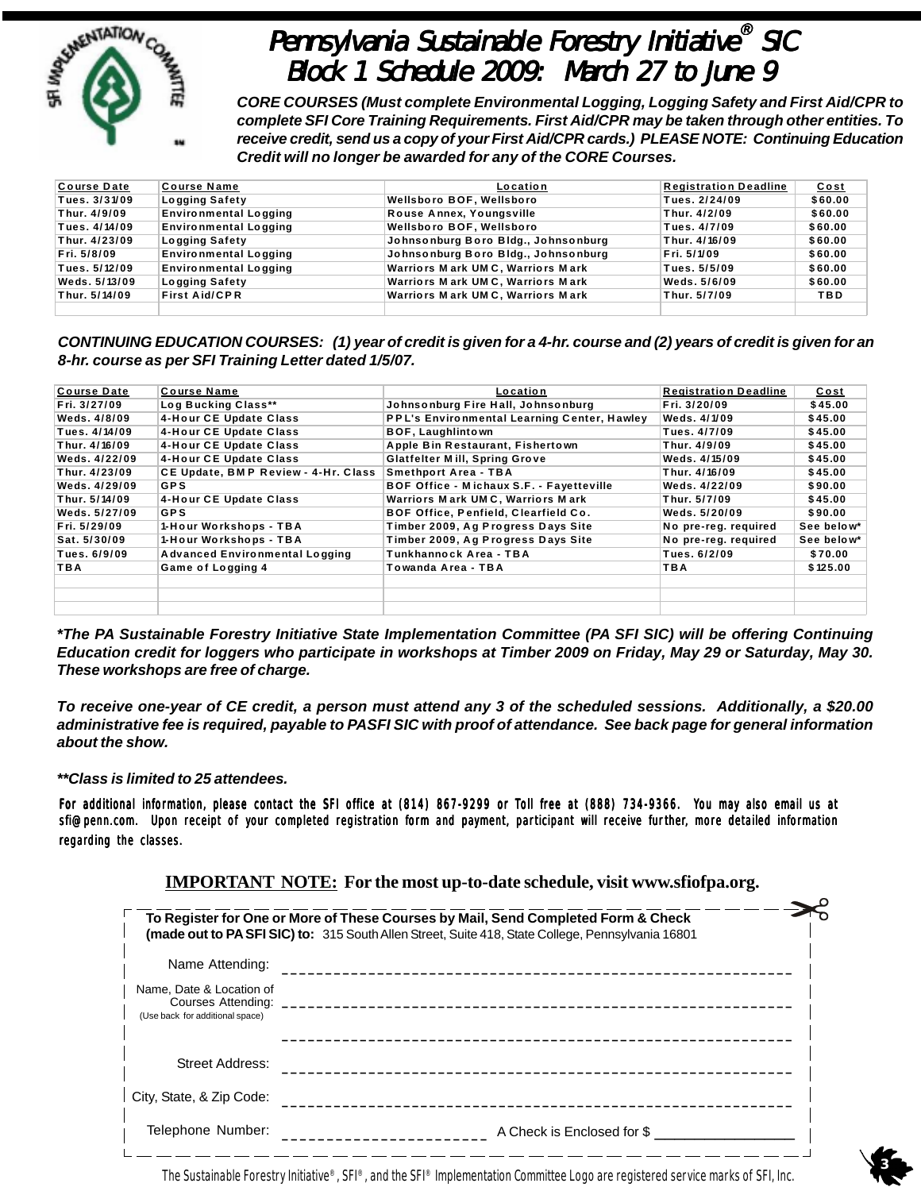# Pennsylvania Sustainable Forestry Initiative® SIC Block 1 Schedule 2009: March 27 to June 9

***CORE COURSES (Must complete Environmental Logging, Logging Safety and First Aid/CPR to complete SFI Core Training Requirements. First Aid/CPR may be taken through other entities. To receive credit, send us a copy of your First Aid/CPR cards.) PLEASE NOTE: Continuing Education Credit will no longer be awarded for any of the CORE Courses.***

| Course Date | Course Name | Location | Registration Deadline | Cost |
|---|---|---|---|---|
| Tues. 3/31/09 | Logging Safety | Wellsboro BOF, Wellsboro | Tues. 2/24/09 | $60.00 |
| Thur. 4/9/09 | Environmental Logging | Rouse Annex, Youngsville | Thur. 4/2/09 | $60.00 |
| Tues. 4/14/09 | Environmental Logging | Wellsboro BOF, Wellsboro | Tues. 4/7/09 | $60.00 |
| Thur. 4/23/09 | Logging Safety | Johnsonburg Boro Bldg., Johnsonburg | Thur. 4/16/09 | $60.00 |
| Fri. 5/8/09 | Environmental Logging | Johnsonburg Boro Bldg., Johnsonburg | Fri. 5/1/09 | $60.00 |
| Tues. 5/12/09 | Environmental Logging | Warriors Mark UMC, Warriors Mark | Tues. 5/5/09 | $60.00 |
| Weds. 5/13/09 | Logging Safety | Warriors Mark UMC, Warriors Mark | Weds. 5/6/09 | $60.00 |
| Thur. 5/14/09 | First Aid/CPR | Warriors Mark UMC, Warriors Mark | Thur. 5/7/09 | TBD |

***CONTINUING EDUCATION COURSES: (1) year of credit is given for a 4-hr. course and (2) years of credit is given for an 8-hr. course as per SFI Training Letter dated 1/5/07.***

| Course Date | Course Name | Location | Registration Deadline | Cost |
|---|---|---|---|---|
| Fri. 3/27/09 | Log Bucking Class** | Johnsonburg Fire Hall, Johnsonburg | Fri. 3/20/09 | $45.00 |
| Weds. 4/8/09 | 4-Hour CE Update Class | PPL's Environmental Learning Center, Hawley | Weds. 4/1/09 | $45.00 |
| Tues. 4/14/09 | 4-Hour CE Update Class | BOF, Laughlintown | Tues. 4/7/09 | $45.00 |
| Thur. 4/16/09 | 4-Hour CE Update Class | Apple Bin Restaurant, Fishertown | Thur. 4/9/09 | $45.00 |
| Weds. 4/22/09 | 4-Hour CE Update Class | Glatfelter Mill, Spring Grove | Weds. 4/15/09 | $45.00 |
| Thur. 4/23/09 | CE Update, BMP Review - 4-Hr. Class | Smethport Area - TBA | Thur. 4/16/09 | $45.00 |
| Weds. 4/29/09 | GPS | BOF Office - Michaux S.F. - Fayetteville | Weds. 4/22/09 | $90.00 |
| Thur. 5/14/09 | 4-Hour CE Update Class | Warriors Mark UMC, Warriors Mark | Thur. 5/7/09 | $45.00 |
| Weds. 5/27/09 | GPS | BOF Office, Penfield, Clearfield Co. | Weds. 5/20/09 | $90.00 |
| Fri. 5/29/09 | 1-Hour Workshops - TBA | Timber 2009, Ag Progress Days Site | No pre-reg. required | See below* |
| Sat. 5/30/09 | 1-Hour Workshops - TBA | Timber 2009, Ag Progress Days Site | No pre-reg. required | See below* |
| Tues. 6/9/09 | Advanced Environmental Logging | Tunkhannock Area - TBA | Tues. 6/2/09 | $70.00 |
| TBA | Game of Logging 4 | Towanda Area - TBA | TBA | $125.00 |

***The PA Sustainable Forestry Initiative State Implementation Committee (PA SFI SIC) will be offering Continuing Education credit for loggers who participate in workshops at Timber 2009 on Friday, May 29 or Saturday, May 30. These workshops are free of charge.***

***To receive one-year of CE credit, a person must attend any 3 of the scheduled sessions. Additionally, a $20.00 administrative fee is required, payable to PASFI SIC with proof of attendance. See back page for general information about the show.***

*****Class is limited to 25 attendees.***

For additional information, please contact the SFI office at (814) 867-9299 or Toll free at (888) 734-9366. You may also email us at sfi@penn.com. Upon receipt of your completed registration form and payment, participant will receive further, more detailed information regarding the classes.

**IMPORTANT NOTE: For the most up-to-date schedule, visit www.sfiofpa.org.**

**To Register for One or More of These Courses by Mail, Send Completed Form & Check (made out to PA SFI SIC) to:** 315 South Allen Street, Suite 418, State College, Pennsylvania 16801

Name Attending: ______________________________

Name, Date & Location of Courses Attending: ______________________________
(Use back for additional space)

______________________________

Street Address: ______________________________

City, State, & Zip Code: ______________________________

Telephone Number: ____________________ A Check is Enclosed for $ ____________

The Sustainable Forestry Initiative®, SFI®, and the SFI® Implementation Committee Logo are registered service marks of SFI, Inc.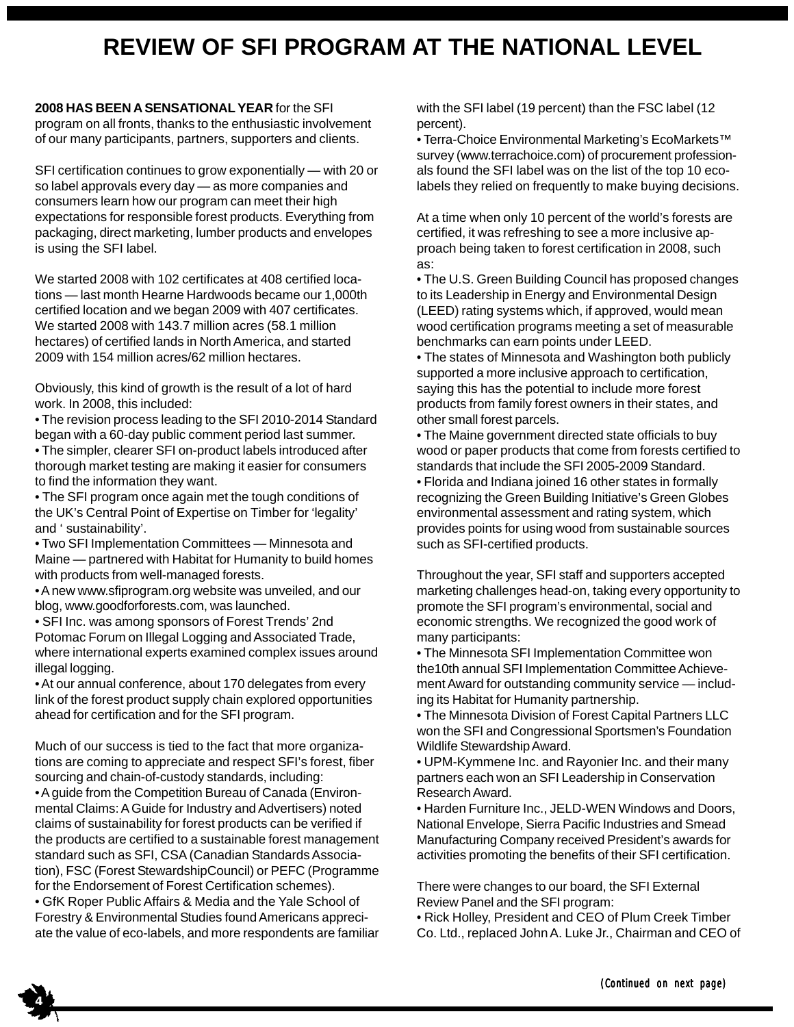# REVIEW OF SFI PROGRAM AT THE NATIONAL LEVEL

**2008 HAS BEEN A SENSATIONAL YEAR** for the SFI program on all fronts, thanks to the enthusiastic involvement of our many participants, partners, supporters and clients.

SFI certification continues to grow exponentially — with 20 or so label approvals every day — as more companies and consumers learn how our program can meet their high expectations for responsible forest products. Everything from packaging, direct marketing, lumber products and envelopes is using the SFI label.

We started 2008 with 102 certificates at 408 certified locations — last month Hearne Hardwoods became our 1,000th certified location and we began 2009 with 407 certificates. We started 2008 with 143.7 million acres (58.1 million hectares) of certified lands in North America, and started 2009 with 154 million acres/62 million hectares.

Obviously, this kind of growth is the result of a lot of hard work. In 2008, this included:

- The revision process leading to the SFI 2010-2014 Standard began with a 60-day public comment period last summer.
- The simpler, clearer SFI on-product labels introduced after thorough market testing are making it easier for consumers to find the information they want.
- The SFI program once again met the tough conditions of the UK's Central Point of Expertise on Timber for 'legality' and ' sustainability'.
- Two SFI Implementation Committees — Minnesota and Maine — partnered with Habitat for Humanity to build homes with products from well-managed forests.
- A new www.sfiprogram.org website was unveiled, and our blog, www.goodforforests.com, was launched.
- SFI Inc. was among sponsors of Forest Trends' 2nd Potomac Forum on Illegal Logging and Associated Trade, where international experts examined complex issues around illegal logging.
- At our annual conference, about 170 delegates from every link of the forest product supply chain explored opportunities ahead for certification and for the SFI program.

Much of our success is tied to the fact that more organizations are coming to appreciate and respect SFI's forest, fiber sourcing and chain-of-custody standards, including:

- A guide from the Competition Bureau of Canada (Environmental Claims: A Guide for Industry and Advertisers) noted claims of sustainability for forest products can be verified if the products are certified to a sustainable forest management standard such as SFI, CSA (Canadian Standards Association), FSC (Forest StewardshipCouncil) or PEFC (Programme for the Endorsement of Forest Certification schemes).
- GfK Roper Public Affairs & Media and the Yale School of Forestry & Environmental Studies found Americans appreciate the value of eco-labels, and more respondents are familiar with the SFI label (19 percent) than the FSC label (12 percent).
- Terra-Choice Environmental Marketing's EcoMarkets™ survey (www.terrachoice.com) of procurement professionals found the SFI label was on the list of the top 10 eco-labels they relied on frequently to make buying decisions.

At a time when only 10 percent of the world's forests are certified, it was refreshing to see a more inclusive approach being taken to forest certification in 2008, such as:

- The U.S. Green Building Council has proposed changes to its Leadership in Energy and Environmental Design (LEED) rating systems which, if approved, would mean wood certification programs meeting a set of measurable benchmarks can earn points under LEED.
- The states of Minnesota and Washington both publicly supported a more inclusive approach to certification, saying this has the potential to include more forest products from family forest owners in their states, and other small forest parcels.
- The Maine government directed state officials to buy wood or paper products that come from forests certified to standards that include the SFI 2005-2009 Standard.
- Florida and Indiana joined 16 other states in formally recognizing the Green Building Initiative's Green Globes environmental assessment and rating system, which provides points for using wood from sustainable sources such as SFI-certified products.

Throughout the year, SFI staff and supporters accepted marketing challenges head-on, taking every opportunity to promote the SFI program's environmental, social and economic strengths. We recognized the good work of many participants:

- The Minnesota SFI Implementation Committee won the10th annual SFI Implementation Committee Achievement Award for outstanding community service — including its Habitat for Humanity partnership.
- The Minnesota Division of Forest Capital Partners LLC won the SFI and Congressional Sportsmen's Foundation Wildlife Stewardship Award.
- UPM-Kymmene Inc. and Rayonier Inc. and their many partners each won an SFI Leadership in Conservation Research Award.
- Harden Furniture Inc., JELD-WEN Windows and Doors, National Envelope, Sierra Pacific Industries and Smead Manufacturing Company received President's awards for activities promoting the benefits of their SFI certification.

There were changes to our board, the SFI External Review Panel and the SFI program:

- Rick Holley, President and CEO of Plum Creek Timber Co. Ltd., replaced John A. Luke Jr., Chairman and CEO of

*(Continued on next page)*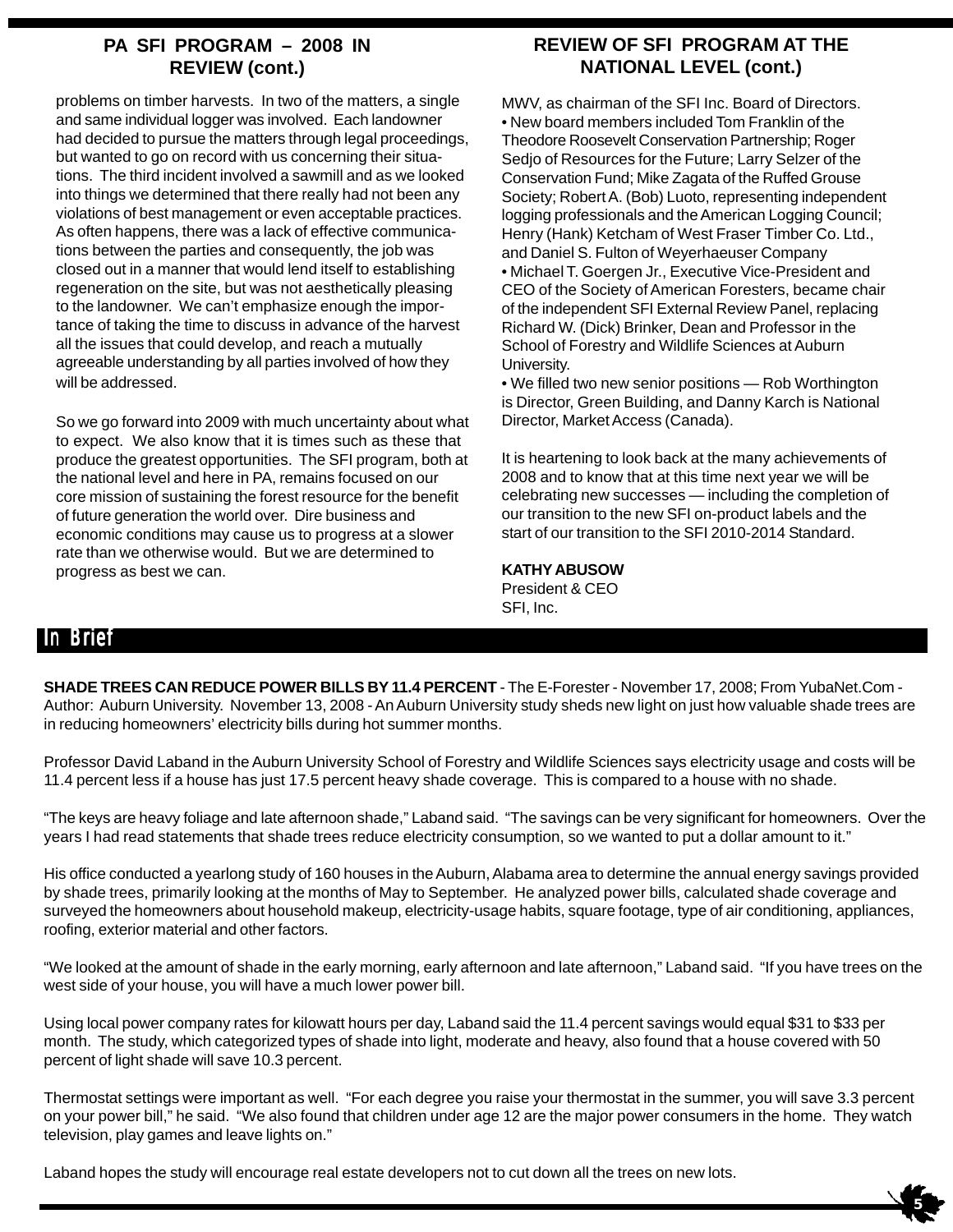## PA SFI PROGRAM – 2008 IN REVIEW (cont.)

problems on timber harvests. In two of the matters, a single and same individual logger was involved. Each landowner had decided to pursue the matters through legal proceedings, but wanted to go on record with us concerning their situations. The third incident involved a sawmill and as we looked into things we determined that there really had not been any violations of best management or even acceptable practices. As often happens, there was a lack of effective communications between the parties and consequently, the job was closed out in a manner that would lend itself to establishing regeneration on the site, but was not aesthetically pleasing to the landowner. We can't emphasize enough the importance of taking the time to discuss in advance of the harvest all the issues that could develop, and reach a mutually agreeable understanding by all parties involved of how they will be addressed.

So we go forward into 2009 with much uncertainty about what to expect. We also know that it is times such as these that produce the greatest opportunities. The SFI program, both at the national level and here in PA, remains focused on our core mission of sustaining the forest resource for the benefit of future generation the world over. Dire business and economic conditions may cause us to progress at a slower rate than we otherwise would. But we are determined to progress as best we can.

## REVIEW OF SFI PROGRAM AT THE NATIONAL LEVEL (cont.)

MWV, as chairman of the SFI Inc. Board of Directors.

- New board members included Tom Franklin of the Theodore Roosevelt Conservation Partnership; Roger Sedjo of Resources for the Future; Larry Selzer of the Conservation Fund; Mike Zagata of the Ruffed Grouse Society; Robert A. (Bob) Luoto, representing independent logging professionals and the American Logging Council; Henry (Hank) Ketcham of West Fraser Timber Co. Ltd., and Daniel S. Fulton of Weyerhaeuser Company
- Michael T. Goergen Jr., Executive Vice-President and CEO of the Society of American Foresters, became chair of the independent SFI External Review Panel, replacing Richard W. (Dick) Brinker, Dean and Professor in the School of Forestry and Wildlife Sciences at Auburn University.
- We filled two new senior positions — Rob Worthington is Director, Green Building, and Danny Karch is National Director, Market Access (Canada).

It is heartening to look back at the many achievements of 2008 and to know that at this time next year we will be celebrating new successes — including the completion of our transition to the new SFI on-product labels and the start of our transition to the SFI 2010-2014 Standard.

**KATHY ABUSOW**
President & CEO
SFI, Inc.

## In Brief

**SHADE TREES CAN REDUCE POWER BILLS BY 11.4 PERCENT** - The E-Forester - November 17, 2008; From YubaNet.Com - Author: Auburn University. November 13, 2008 - An Auburn University study sheds new light on just how valuable shade trees are in reducing homeowners' electricity bills during hot summer months.

Professor David Laband in the Auburn University School of Forestry and Wildlife Sciences says electricity usage and costs will be 11.4 percent less if a house has just 17.5 percent heavy shade coverage. This is compared to a house with no shade.

"The keys are heavy foliage and late afternoon shade," Laband said. "The savings can be very significant for homeowners. Over the years I had read statements that shade trees reduce electricity consumption, so we wanted to put a dollar amount to it."

His office conducted a yearlong study of 160 houses in the Auburn, Alabama area to determine the annual energy savings provided by shade trees, primarily looking at the months of May to September. He analyzed power bills, calculated shade coverage and surveyed the homeowners about household makeup, electricity-usage habits, square footage, type of air conditioning, appliances, roofing, exterior material and other factors.

"We looked at the amount of shade in the early morning, early afternoon and late afternoon," Laband said. "If you have trees on the west side of your house, you will have a much lower power bill.

Using local power company rates for kilowatt hours per day, Laband said the 11.4 percent savings would equal $31 to $33 per month. The study, which categorized types of shade into light, moderate and heavy, also found that a house covered with 50 percent of light shade will save 10.3 percent.

Thermostat settings were important as well. "For each degree you raise your thermostat in the summer, you will save 3.3 percent on your power bill," he said. "We also found that children under age 12 are the major power consumers in the home. They watch television, play games and leave lights on."

Laband hopes the study will encourage real estate developers not to cut down all the trees on new lots.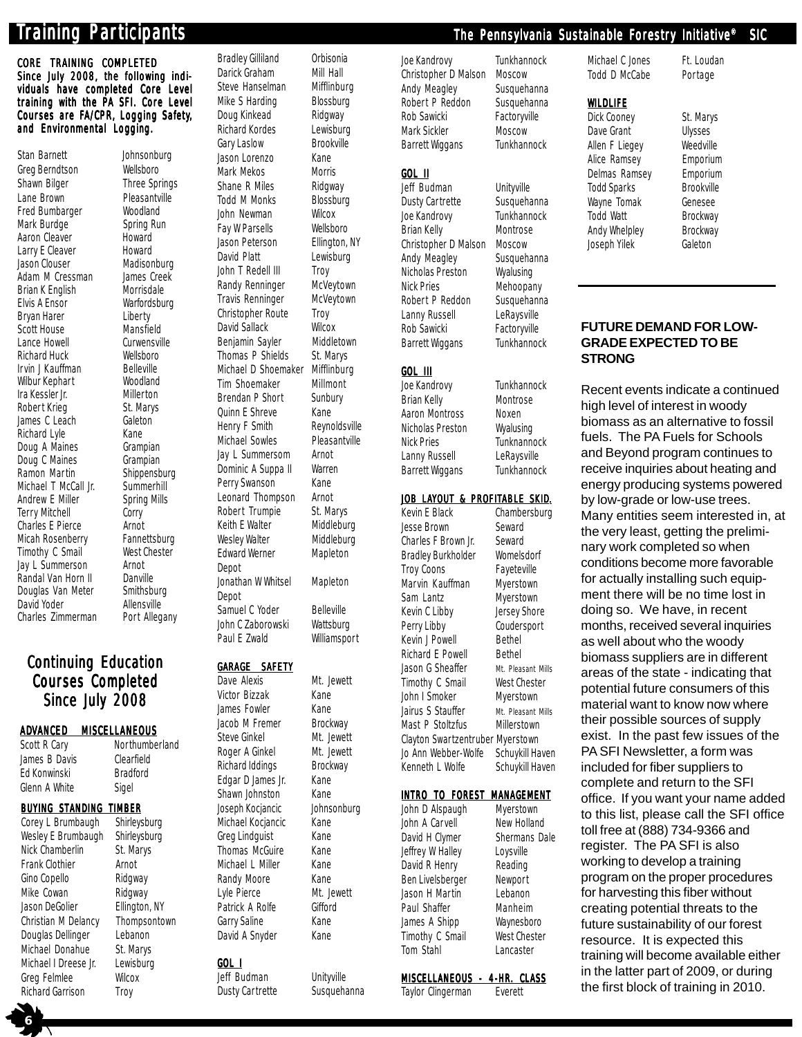# Training Participants

**CORE TRAINING COMPLETED**
**Since July 2008, the following individuals have completed Core Level training with the PA SFI. Core Level Courses are FA/CPR, Logging Safety, and Environmental Logging.**

| Name | Location |
|---|---|
| Stan Barnett | Johnsonburg |
| Greg Berndtson | Wellsboro |
| Shawn Bilger | Three Springs |
| Lane Brown | Pleasantville |
| Fred Bumbarger | Woodland |
| Mark Burdge | Spring Run |
| Aaron Cleaver | Howard |
| Larry E Cleaver | Howard |
| Jason Clouser | Madisonburg |
| Adam M Cressman | James Creek |
| Brian K English | Morrisdale |
| Elvis A Ensor | Warfordsburg |
| Bryan Harer | Liberty |
| Scott House | Mansfield |
| Lance Howell | Curwensville |
| Richard Huck | Wellsboro |
| Irvin J Kauffman | Belleville |
| Wilbur Kephart | Woodland |
| Ira Kessler Jr. | Millerton |
| Robert Krieg | St. Marys |
| James C Leach | Galeton |
| Richard Lyle | Kane |
| Doug A Maines | Grampian |
| Doug C Maines | Grampian |
| Ramon Martin | Shippensburg |
| Michael T McCall Jr. | Summerhill |
| Andrew E Miller | Spring Mills |
| Terry Mitchell | Corry |
| Charles E Pierce | Arnot |
| Micah Rosenberry | Fannettsburg |
| Timothy C Smail | West Chester |
| Jay L Summerson | Arnot |
| Randal Van Horn II | Danville |
| Douglas Van Meter | Smithsburg |
| David Yoder | Allensville |
| Charles Zimmerman | Port Allegany |
| Bradley Gilliland | Orbisonia |
| Darick Graham | Mill Hall |
| Steve Hanselman | Mifflinburg |
| Mike S Harding | Blossburg |
| Doug Kinkead | Ridgway |
| Richard Kordes | Lewisburg |
| Gary Laslow | Brookville |
| Jason Lorenzo | Kane |
| Mark Mekos | Morris |
| Shane R Miles | Ridgway |
| Todd M Monks | Blossburg |
| John Newman | Wilcox |
| Fay W Parsells | Wellsboro |
| Jason Peterson | Ellington, NY |
| David Platt | Lewisburg |
| John T Redell III | Troy |
| Randy Renninger | McVeytown |
| Travis Renninger | McVeytown |
| Christopher Route | Troy |
| David Sallack | Wilcox |
| Benjamin Sayler | Middletown |
| Thomas P Shields | St. Marys |
| Michael D Shoemaker | Mifflinburg |
| Tim Shoemaker | Millmont |
| Brendan P Short | Sunbury |
| Quinn E Shreve | Kane |
| Henry F Smith | Reynoldsville |
| Michael Sowles | Pleasantville |
| Jay L Summersom | Arnot |
| Dominic A Suppa II | Warren |
| Perry Swanson | Kane |
| Leonard Thompson | Arnot |
| Robert Trumpie | St. Marys |
| Keith E Walter | Middleburg |
| Wesley Walter | Middleburg |
| Edward Werner | Mapleton Depot |
| Jonathan W Whitsel | Mapleton Depot |
| Samuel C Yoder | Belleville |
| John C Zaborowski | Wattsburg |
| Paul E Zwald | Williamsport |

## Continuing Education Courses Completed Since July 2008

**ADVANCED MISCELLANEOUS**

| Name | Location |
|---|---|
| Scott R Cary | Northumberland |
| James B Davis | Clearfield |
| Ed Konwinski | Bradford |
| Glenn A White | Sigel |

**BUYING STANDING TIMBER**

| Name | Location |
|---|---|
| Corey L Brumbaugh | Shirleysburg |
| Wesley E Brumbaugh | Shirleysburg |
| Nick Chamberlin | St. Marys |
| Frank Clothier | Arnot |
| Gino Copello | Ridgway |
| Mike Cowan | Ridgway |
| Jason DeGolier | Ellington, NY |
| Christian M Delancy | Thompsontown |
| Douglas Dellinger | Lebanon |
| Michael Donahue | St. Marys |
| Michael I Dreese Jr. | Lewisburg |
| Greg Felmlee | Wilcox |
| Richard Garrison | Troy |

**GARAGE SAFETY**

| Name | Location |
|---|---|
| Dave Alexis | Mt. Jewett |
| Victor Bizzak | Kane |
| James Fowler | Kane |
| Jacob M Fremer | Brockway |
| Steve Ginkel | Mt. Jewett |
| Roger A Ginkel | Mt. Jewett |
| Richard Iddings | Brockway |
| Edgar D James Jr. | Kane |
| Shawn Johnston | Kane |
| Joseph Kocjancic | Johnsonburg |
| Michael Kocjancic | Kane |
| Greg Lindquist | Kane |
| Thomas McGuire | Kane |
| Michael L Miller | Kane |
| Randy Moore | Kane |
| Lyle Pierce | Mt. Jewett |
| Patrick A Rolfe | Gifford |
| Garry Saline | Kane |
| David A Snyder | Kane |

**GOL I**

| Name | Location |
|---|---|
| Jeff Budman | Unityville |
| Dusty Cartrette | Susquehanna |
| Joe Kandrovy | Tunkhannock |
| Christopher D Malson | Moscow |
| Andy Meagley | Susquehanna |
| Robert P Reddon | Susquehanna |
| Rob Sawicki | Factoryville |
| Mark Sickler | Moscow |
| Barrett Wiggans | Tunkhannock |

**GOL II**

| Name | Location |
|---|---|
| Jeff Budman | Unityville |
| Dusty Cartrette | Susquehanna |
| Joe Kandrovy | Tunkhannock |
| Brian Kelly | Montrose |
| Christopher D Malson | Moscow |
| Andy Meagley | Susquehanna |
| Nicholas Preston | Wyalusing |
| Nick Pries | Mehoopany |
| Robert P Reddon | Susquehanna |
| Lanny Russell | LeRaysville |
| Rob Sawicki | Factoryville |
| Barrett Wiggans | Tunkhannock |

**GOL III**

| Name | Location |
|---|---|
| Joe Kandrovy | Tunkhannock |
| Brian Kelly | Montrose |
| Aaron Montross | Noxen |
| Nicholas Preston | Wyalusing |
| Nick Pries | Tunknannock |
| Lanny Russell | LeRaysville |
| Barrett Wiggans | Tunkhannock |

**JOB LAYOUT & PROFITABLE SKID.**

| Name | Location |
|---|---|
| Kevin E Black | Chambersburg |
| Jesse Brown | Seward |
| Charles F Brown Jr. | Seward |
| Bradley Burkholder | Womelsdorf |
| Troy Coons | Fayeteville |
| Marvin Kauffman | Myerstown |
| Sam Lantz | Myerstown |
| Kevin C Libby | Jersey Shore |
| Perry Libby | Coudersport |
| Kevin J Powell | Bethel |
| Richard E Powell | Bethel |
| Jason G Sheaffer | Mt. Pleasant Mills |
| Timothy C Smail | West Chester |
| John I Smoker | Myerstown |
| Jairus S Stauffer | Mt. Pleasant Mills |
| Mast P Stoltzfus | Millerstown |
| Clayton Swartzentruber | Myerstown |
| Jo Ann Webber-Wolfe | Schuykill Haven |
| Kenneth L Wolfe | Schuykill Haven |

**INTRO TO FOREST MANAGEMENT**

| Name | Location |
|---|---|
| John D Alspaugh | Myerstown |
| John A Carvell | New Holland |
| David H Clymer | Shermans Dale |
| Jeffrey W Halley | Loysville |
| David R Henry | Reading |
| Ben Livelsberger | Newport |
| Jason H Martin | Lebanon |
| Paul Shaffer | Manheim |
| James A Shipp | Waynesboro |
| Timothy C Smail | West Chester |
| Tom Stahl | Lancaster |

**MISCELLANEOUS - 4-HR. CLASS**

| Name | Location |
|---|---|
| Taylor Clingerman | Everett |
| Michael C Jones | Ft. Loudan |
| Todd D McCabe | Portage |

**WILDLIFE**

| Name | Location |
|---|---|
| Dick Cooney | St. Marys |
| Dave Grant | Ulysses |
| Allen F Liegey | Weedville |
| Alice Ramsey | Emporium |
| Delmas Ramsey | Emporium |
| Todd Sparks | Brookville |
| Wayne Tomak | Genesee |
| Todd Watt | Brockway |
| Andy Whelpley | Brockway |
| Joseph Yilek | Galeton |

## FUTURE DEMAND FOR LOW-GRADE EXPECTED TO BE STRONG

Recent events indicate a continued high level of interest in woody biomass as an alternative to fossil fuels. The PA Fuels for Schools and Beyond program continues to receive inquiries about heating and energy producing systems powered by low-grade or low-use trees. Many entities seem interested in, at the very least, getting the preliminary work completed so when conditions become more favorable for actually installing such equipment there will be no time lost in doing so. We have, in recent months, received several inquiries as well about who the woody biomass suppliers are in different areas of the state - indicating that potential future consumers of this material want to know now where their possible sources of supply exist. In the past few issues of the PA SFI Newsletter, a form was included for fiber suppliers to complete and return to the SFI office. If you want your name added to this list, please call the SFI office toll free at (888) 734-9366 and register. The PA SFI is also working to develop a training program on the proper procedures for harvesting this fiber without creating potential threats to the future sustainability of our forest resource. It is expected this training will become available either in the latter part of 2009, or during the first block of training in 2010.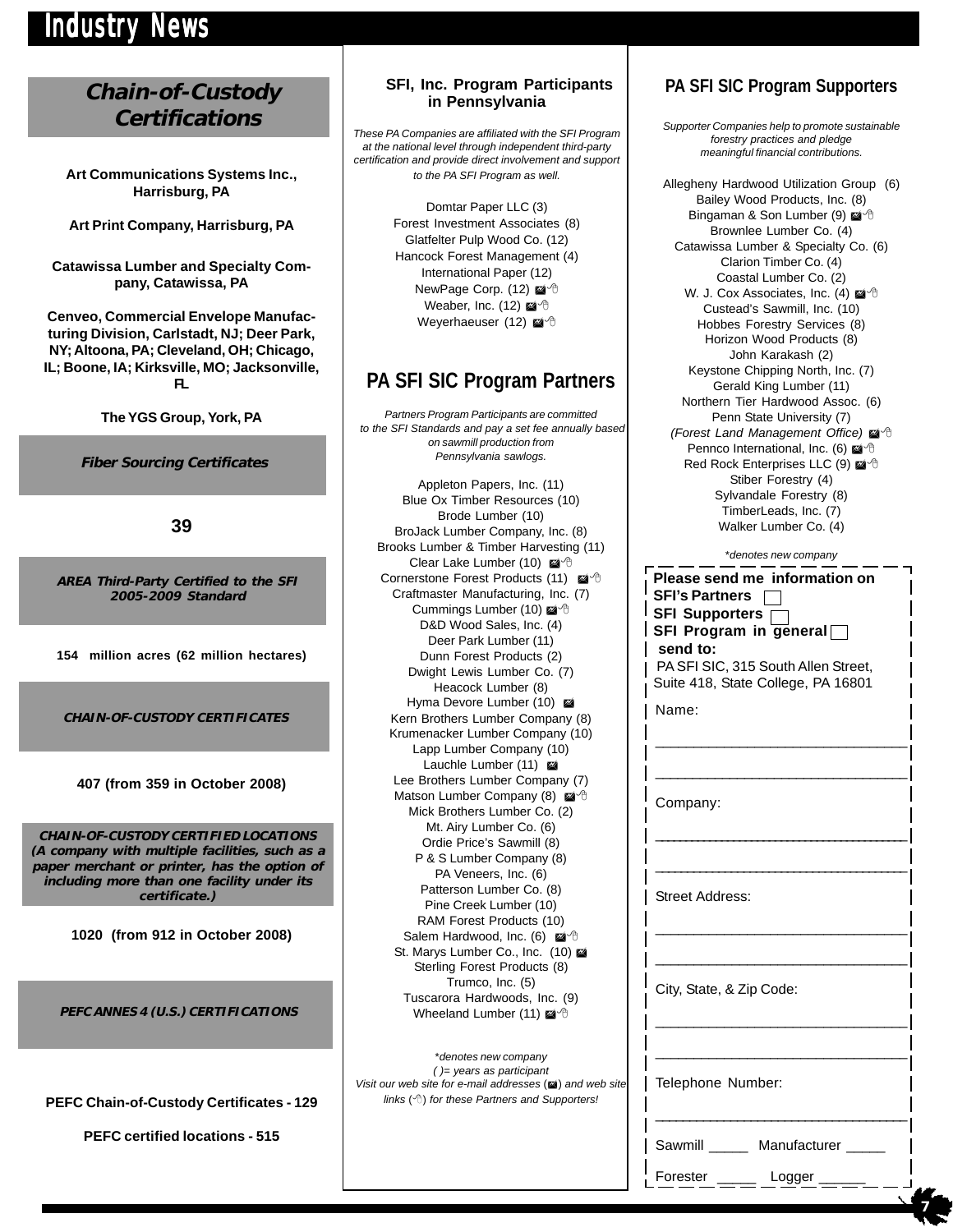# Industry News

## Chain-of-Custody Certifications

**Art Communications Systems Inc., Harrisburg, PA**

**Art Print Company, Harrisburg, PA**

**Catawissa Lumber and Specialty Company, Catawissa, PA**

**Cenveo, Commercial Envelope Manufacturing Division, Carlstadt, NJ; Deer Park, NY; Altoona, PA; Cleveland, OH; Chicago, IL; Boone, IA; Kirksville, MO; Jacksonville, FL**

**The YGS Group, York, PA**

***Fiber Sourcing Certificates***

**39**

***AREA Third-Party Certified to the SFI 2005-2009 Standard***

**154 million acres (62 million hectares)**

***CHAIN-OF-CUSTODY CERTIFICATES***

**407 (from 359 in October 2008)**

***CHAIN-OF-CUSTODY CERTIFIED LOCATIONS (A company with multiple facilities, such as a paper merchant or printer, has the option of including more than one facility under its certificate.)***

**1020 (from 912 in October 2008)**

***PEFC ANNES 4 (U.S.) CERTIFICATIONS***

**PEFC Chain-of-Custody Certificates - 129**

**PEFC certified locations - 515**

## SFI, Inc. Program Participants in Pennsylvania

*These PA Companies are affiliated with the SFI Program at the national level through independent third-party certification and provide direct involvement and support to the PA SFI Program as well.*

Domtar Paper LLC (3)
Forest Investment Associates (8)
Glatfelter Pulp Wood Co. (12)
Hancock Forest Management (4)
International Paper (12)
NewPage Corp. (12)
Weaber, Inc. (12)
Weyerhaeuser (12)

## PA SFI SIC Program Partners

*Partners Program Participants are committed to the SFI Standards and pay a set fee annually based on sawmill production from Pennsylvania sawlogs.*

Appleton Papers, Inc. (11)
Blue Ox Timber Resources (10)
Brode Lumber (10)
BroJack Lumber Company, Inc. (8)
Brooks Lumber & Timber Harvesting (11)
Clear Lake Lumber (10)
Cornerstone Forest Products (11)
Craftmaster Manufacturing, Inc. (7)
Cummings Lumber (10)
D&D Wood Sales, Inc. (4)
Deer Park Lumber (11)
Dunn Forest Products (2)
Dwight Lewis Lumber Co. (7)
Heacock Lumber (8)
Hyma Devore Lumber (10)
Kern Brothers Lumber Company (8)
Krumenacker Lumber Company (10)
Lapp Lumber Company (10)
Lauchle Lumber (11)
Lee Brothers Lumber Company (7)
Matson Lumber Company (8)
Mick Brothers Lumber Co. (2)
Mt. Airy Lumber Co. (6)
Ordie Price's Sawmill (8)
P & S Lumber Company (8)
PA Veneers, Inc. (6)
Patterson Lumber Co. (8)
Pine Creek Lumber (10)
RAM Forest Products (10)
Salem Hardwood, Inc. (6)
St. Marys Lumber Co., Inc. (10)
Sterling Forest Products (8)
Trumco, Inc. (5)
Tuscarora Hardwoods, Inc. (9)
Wheeland Lumber (11)

*\*denotes new company*
*( )= years as participant*
*Visit our web site for e-mail addresses and web site links for these Partners and Supporters!*

## PA SFI SIC Program Supporters

*Supporter Companies help to promote sustainable forestry practices and pledge meaningful financial contributions.*

Allegheny Hardwood Utilization Group (6)
Bailey Wood Products, Inc. (8)
Bingaman & Son Lumber (9)
Brownlee Lumber Co. (4)
Catawissa Lumber & Specialty Co. (6)
Clarion Timber Co. (4)
Coastal Lumber Co. (2)
W. J. Cox Associates, Inc. (4)
Custead's Sawmill, Inc. (10)
Hobbes Forestry Services (8)
Horizon Wood Products (8)
John Karakash (2)
Keystone Chipping North, Inc. (7)
Gerald King Lumber (11)
Northern Tier Hardwood Assoc. (6)
Penn State University (7)
*(Forest Land Management Office)*
Pennco International, Inc. (6)
Red Rock Enterprises LLC (9)
Stiber Forestry (4)
Sylvandale Forestry (8)
TimberLeads, Inc. (7)
Walker Lumber Co. (4)

*\*denotes new company*

**Please send me information on**
**SFI's Partners** ☐
**SFI Supporters** ☐
**SFI Program in general** ☐
**send to:**
PA SFI SIC, 315 South Allen Street, Suite 418, State College, PA 16801

Name: ______________________________

Company: ______________________________

Street Address: ______________________________

City, State, & Zip Code: ______________________________

Telephone Number: ______________________________

Sawmill _____ Manufacturer _____

Forester _____ Logger ______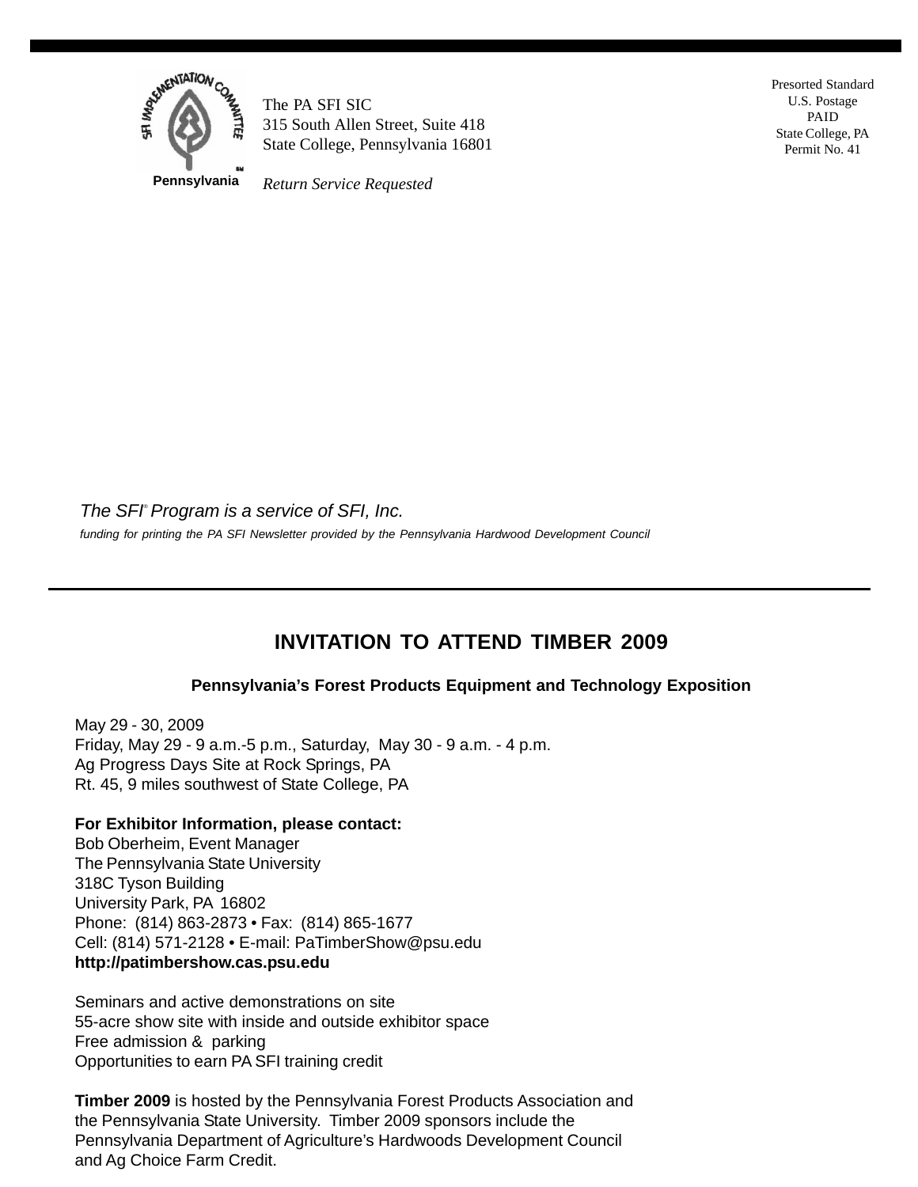Pennsylvania

The PA SFI SIC
315 South Allen Street, Suite 418
State College, Pennsylvania 16801

*Return Service Requested*

Presorted Standard
U.S. Postage
PAID
State College, PA
Permit No. 41

*The SFI® Program is a service of SFI, Inc.*

*funding for printing the PA SFI Newsletter provided by the Pennsylvania Hardwood Development Council*

---

## INVITATION TO ATTEND TIMBER 2009

### Pennsylvania's Forest Products Equipment and Technology Exposition

May 29 - 30, 2009
Friday, May 29 - 9 a.m.-5 p.m., Saturday, May 30 - 9 a.m. - 4 p.m.
Ag Progress Days Site at Rock Springs, PA
Rt. 45, 9 miles southwest of State College, PA

**For Exhibitor Information, please contact:**
Bob Oberheim, Event Manager
The Pennsylvania State University
318C Tyson Building
University Park, PA 16802
Phone: (814) 863-2873 • Fax: (814) 865-1677
Cell: (814) 571-2128 • E-mail: PaTimberShow@psu.edu
**http://patimbershow.cas.psu.edu**

Seminars and active demonstrations on site
55-acre show site with inside and outside exhibitor space
Free admission & parking
Opportunities to earn PA SFI training credit

**Timber 2009** is hosted by the Pennsylvania Forest Products Association and the Pennsylvania State University. Timber 2009 sponsors include the Pennsylvania Department of Agriculture's Hardwoods Development Council and Ag Choice Farm Credit.